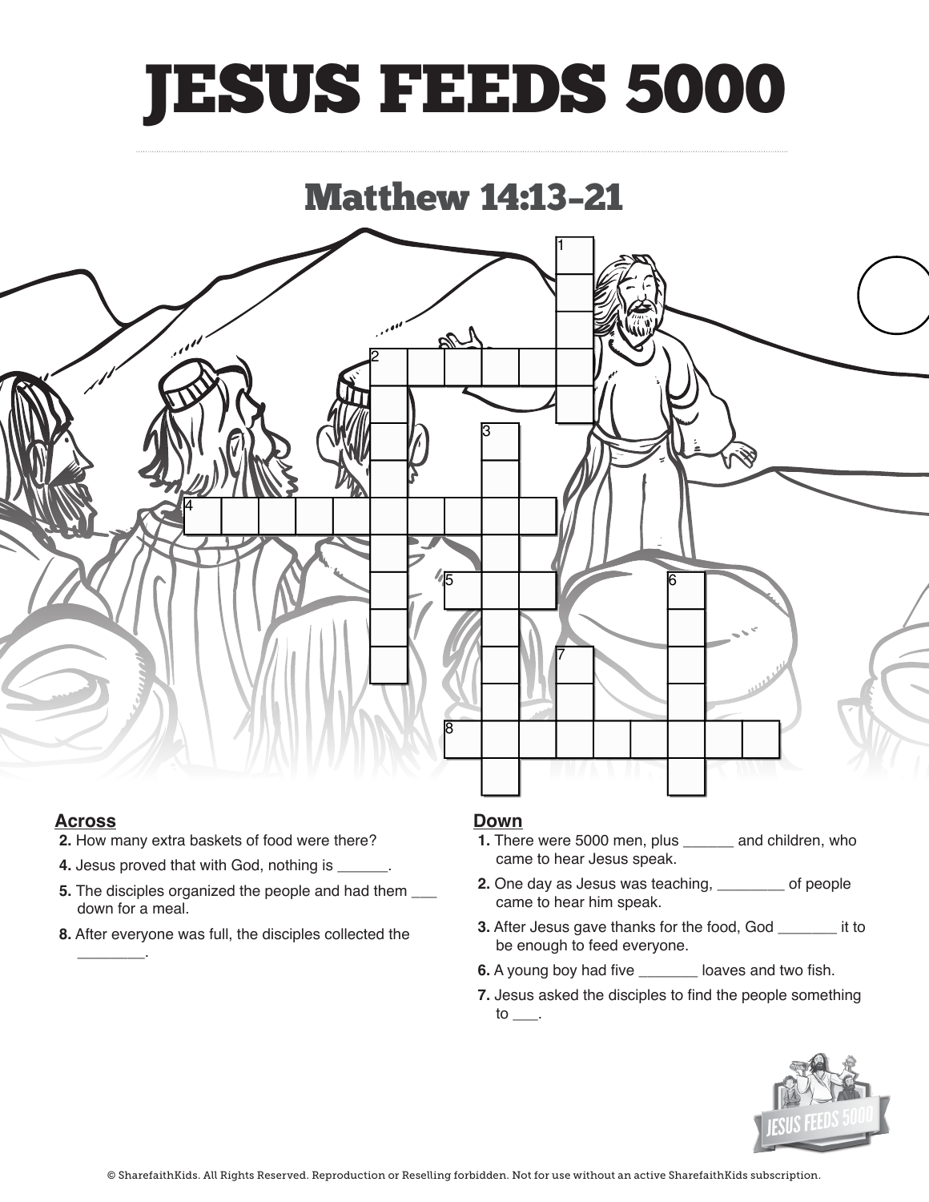# JESUS FEEDS 5000

## Matthew 14:13-21

**Across**

**2.** How many extra baskets of food were there?

**4.** Jesus proved that with God, nothing is ______.

**5.** The disciples organized the people and had them ___ down for a meal.

**8.** After everyone was full, the disciples collected the ________.

**Down**

**1.** There were 5000 men, plus ______ and children, who came to hear Jesus speak.

**2.** One day as Jesus was teaching, ________ of people came to hear him speak.

**3.** After Jesus gave thanks for the food, God _______ it to be enough to feed everyone.

**6.** A young boy had five _______ loaves and two fish.

**7.** Jesus asked the disciples to find the people something to ___.

© SharefaithKids. All Rights Reserved. Reproduction or Reselling forbidden. Not for use without an active SharefaithKids subscription.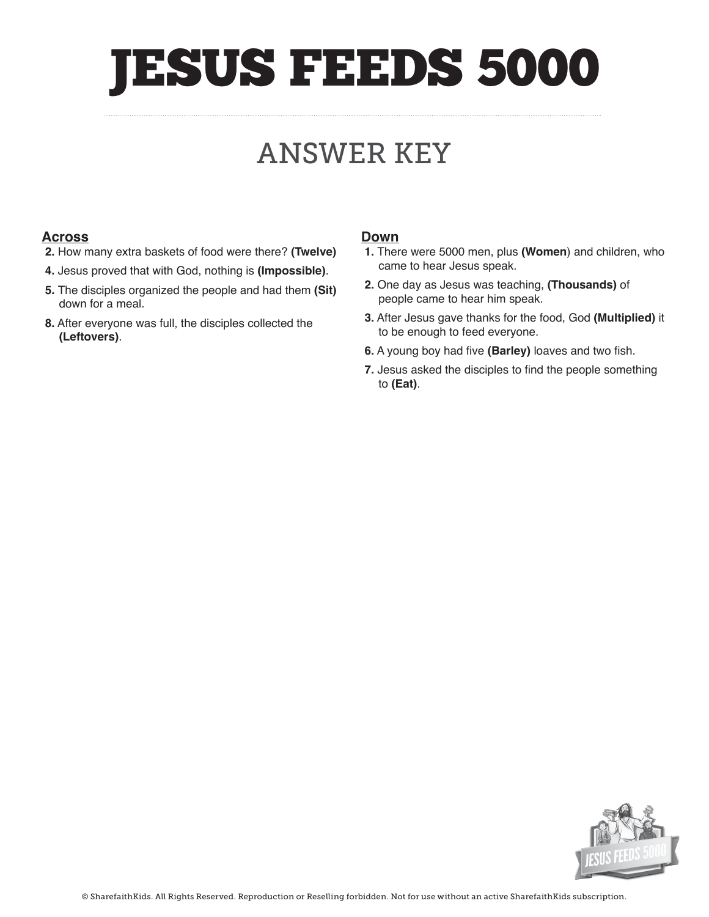# JESUS FEEDS 5000

## ANSWER KEY

**Across**

**2.** How many extra baskets of food were there? **(Twelve)**

**4.** Jesus proved that with God, nothing is **(Impossible)**.

**5.** The disciples organized the people and had them **(Sit)** down for a meal.

**8.** After everyone was full, the disciples collected the **(Leftovers)**.

**Down**

**1.** There were 5000 men, plus **(Women**) and children, who came to hear Jesus speak.

**2.** One day as Jesus was teaching, **(Thousands)** of people came to hear him speak.

**3.** After Jesus gave thanks for the food, God **(Multiplied)** it to be enough to feed everyone.

**6.** A young boy had five **(Barley)** loaves and two fish.

**7.** Jesus asked the disciples to find the people something to **(Eat)**.

© SharefaithKids. All Rights Reserved. Reproduction or Reselling forbidden. Not for use without an active SharefaithKids subscription.